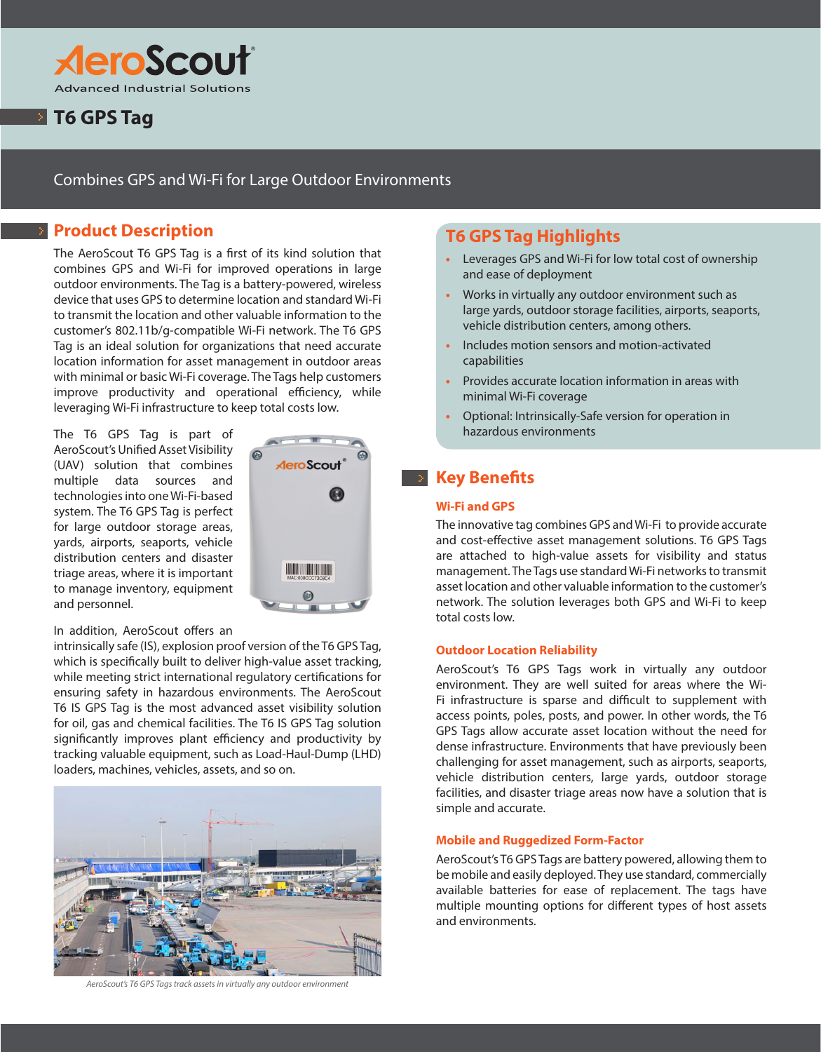AeroScout®

Advanced Industrial Solutions

# T6 GPS Tag

Combines GPS and Wi-Fi for Large Outdoor Environments

## Product Description

The AeroScout T6 GPS Tag is a first of its kind solution that combines GPS and Wi-Fi for improved operations in large outdoor environments. The Tag is a battery-powered, wireless device that uses GPS to determine location and standard Wi-Fi to transmit the location and other valuable information to the customer's 802.11b/g-compatible Wi-Fi network. The T6 GPS Tag is an ideal solution for organizations that need accurate location information for asset management in outdoor areas with minimal or basic Wi-Fi coverage. The Tags help customers improve productivity and operational efficiency, while leveraging Wi-Fi infrastructure to keep total costs low.

The T6 GPS Tag is part of AeroScout's Unified Asset Visibility (UAV) solution that combines multiple data sources and technologies into one Wi-Fi-based system. The T6 GPS Tag is perfect for large outdoor storage areas, yards, airports, seaports, vehicle distribution centers and disaster triage areas, where it is important to manage inventory, equipment and personnel.

In addition, AeroScout offers an intrinsically safe (IS), explosion proof version of the T6 GPS Tag, which is specifically built to deliver high-value asset tracking, while meeting strict international regulatory certifications for ensuring safety in hazardous environments. The AeroScout T6 IS GPS Tag is the most advanced asset visibility solution for oil, gas and chemical facilities. The T6 IS GPS Tag solution significantly improves plant efficiency and productivity by tracking valuable equipment, such as Load-Haul-Dump (LHD) loaders, machines, vehicles, assets, and so on.

*AeroScout's T6 GPS Tags track assets in virtually any outdoor environment*

## T6 GPS Tag Highlights

- Leverages GPS and Wi-Fi for low total cost of ownership and ease of deployment
- Works in virtually any outdoor environment such as large yards, outdoor storage facilities, airports, seaports, vehicle distribution centers, among others.
- Includes motion sensors and motion-activated capabilities
- Provides accurate location information in areas with minimal Wi-Fi coverage
- Optional: Intrinsically-Safe version for operation in hazardous environments

## Key Benefits

### Wi-Fi and GPS

The innovative tag combines GPS and Wi-Fi to provide accurate and cost-effective asset management solutions. T6 GPS Tags are attached to high-value assets for visibility and status management. The Tags use standard Wi-Fi networks to transmit asset location and other valuable information to the customer's network. The solution leverages both GPS and Wi-Fi to keep total costs low.

### Outdoor Location Reliability

AeroScout's T6 GPS Tags work in virtually any outdoor environment. They are well suited for areas where the Wi-Fi infrastructure is sparse and difficult to supplement with access points, poles, posts, and power. In other words, the T6 GPS Tags allow accurate asset location without the need for dense infrastructure. Environments that have previously been challenging for asset management, such as airports, seaports, vehicle distribution centers, large yards, outdoor storage facilities, and disaster triage areas now have a solution that is simple and accurate.

### Mobile and Ruggedized Form-Factor

AeroScout's T6 GPS Tags are battery powered, allowing them to be mobile and easily deployed. They use standard, commercially available batteries for ease of replacement. The tags have multiple mounting options for different types of host assets and environments.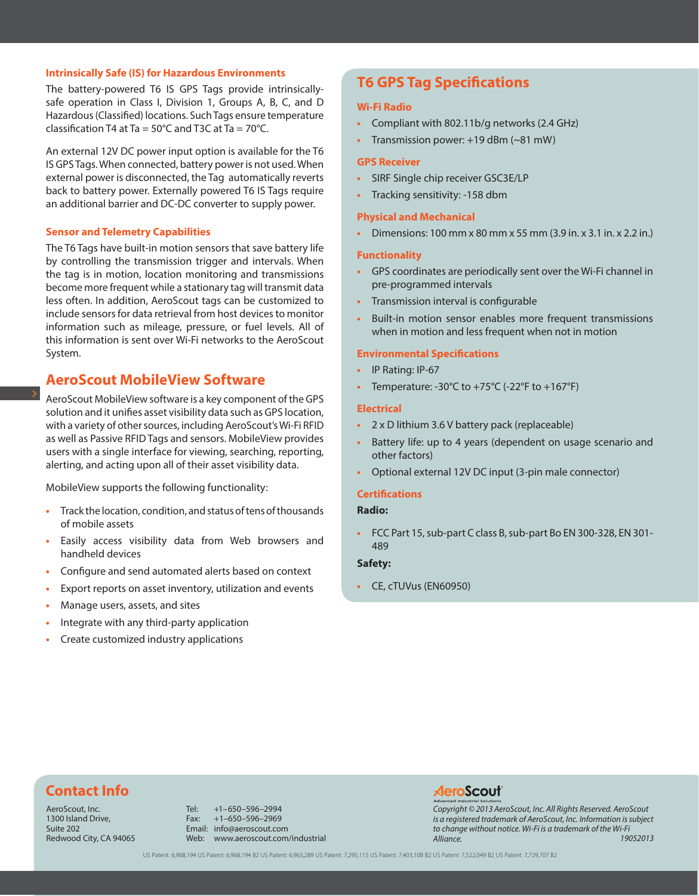### Intrinsically Safe (IS) for Hazardous Environments

The battery-powered T6 IS GPS Tags provide intrinsically-safe operation in Class I, Division 1, Groups A, B, C, and D Hazardous (Classified) locations. Such Tags ensure temperature classification T4 at Ta = 50°C and T3C at Ta = 70°C.

An external 12V DC power input option is available for the T6 IS GPS Tags. When connected, battery power is not used. When external power is disconnected, the Tag automatically reverts back to battery power. Externally powered T6 IS Tags require an additional barrier and DC-DC converter to supply power.

### Sensor and Telemetry Capabilities

The T6 Tags have built-in motion sensors that save battery life by controlling the transmission trigger and intervals. When the tag is in motion, location monitoring and transmissions become more frequent while a stationary tag will transmit data less often. In addition, AeroScout tags can be customized to include sensors for data retrieval from host devices to monitor information such as mileage, pressure, or fuel levels. All of this information is sent over Wi-Fi networks to the AeroScout System.

## AeroScout MobileView Software

AeroScout MobileView software is a key component of the GPS solution and it unifies asset visibility data such as GPS location, with a variety of other sources, including AeroScout's Wi-Fi RFID as well as Passive RFID Tags and sensors. MobileView provides users with a single interface for viewing, searching, reporting, alerting, and acting upon all of their asset visibility data.

MobileView supports the following functionality:

- Track the location, condition, and status of tens of thousands of mobile assets
- Easily access visibility data from Web browsers and handheld devices
- Configure and send automated alerts based on context
- Export reports on asset inventory, utilization and events
- Manage users, assets, and sites
- Integrate with any third-party application
- Create customized industry applications

## T6 GPS Tag Specifications

### Wi-Fi Radio

- Compliant with 802.11b/g networks (2.4 GHz)
- Transmission power: +19 dBm (~81 mW)

### GPS Receiver

- SIRF Single chip receiver GSC3E/LP
- Tracking sensitivity: -158 dbm

### Physical and Mechanical

- Dimensions: 100 mm x 80 mm x 55 mm (3.9 in. x 3.1 in. x 2.2 in.)

### Functionality

- GPS coordinates are periodically sent over the Wi-Fi channel in pre-programmed intervals
- Transmission interval is configurable
- Built-in motion sensor enables more frequent transmissions when in motion and less frequent when not in motion

### Environmental Specifications

- IP Rating: IP-67
- Temperature: -30°C to +75°C (-22°F to +167°F)

### Electrical

- 2 x D lithium 3.6 V battery pack (replaceable)
- Battery life: up to 4 years (dependent on usage scenario and other factors)
- Optional external 12V DC input (3-pin male connector)

### Certifications

**Radio:**

- FCC Part 15, sub-part C class B, sub-part Bo EN 300-328, EN 301-489

**Safety:**

- CE, cTUVus (EN60950)

## Contact Info

AeroScout, Inc.
1300 Island Drive,
Suite 202
Redwood City, CA 94065

Tel: +1–650–596–2994
Fax: +1–650–596–2969
Email: info@aeroscout.com
Web: www.aeroscout.com/industrial

AeroScout
Advanced Industrial Solutions

*Copyright © 2013 AeroScout, Inc. All Rights Reserved. AeroScout is a registered trademark of AeroScout, Inc. Information is subject to change without notice. Wi-Fi is a trademark of the Wi-Fi Alliance.* *19052013*

US Patent: 6,968,194 US Patent: 6,968,194 B2 US Patent: 6,963,289 US Patent: 7,295,115 US Patent: 7,403,108 B2 US Patent: 7,522,049 B2 US Patent: 7,729,707 B2